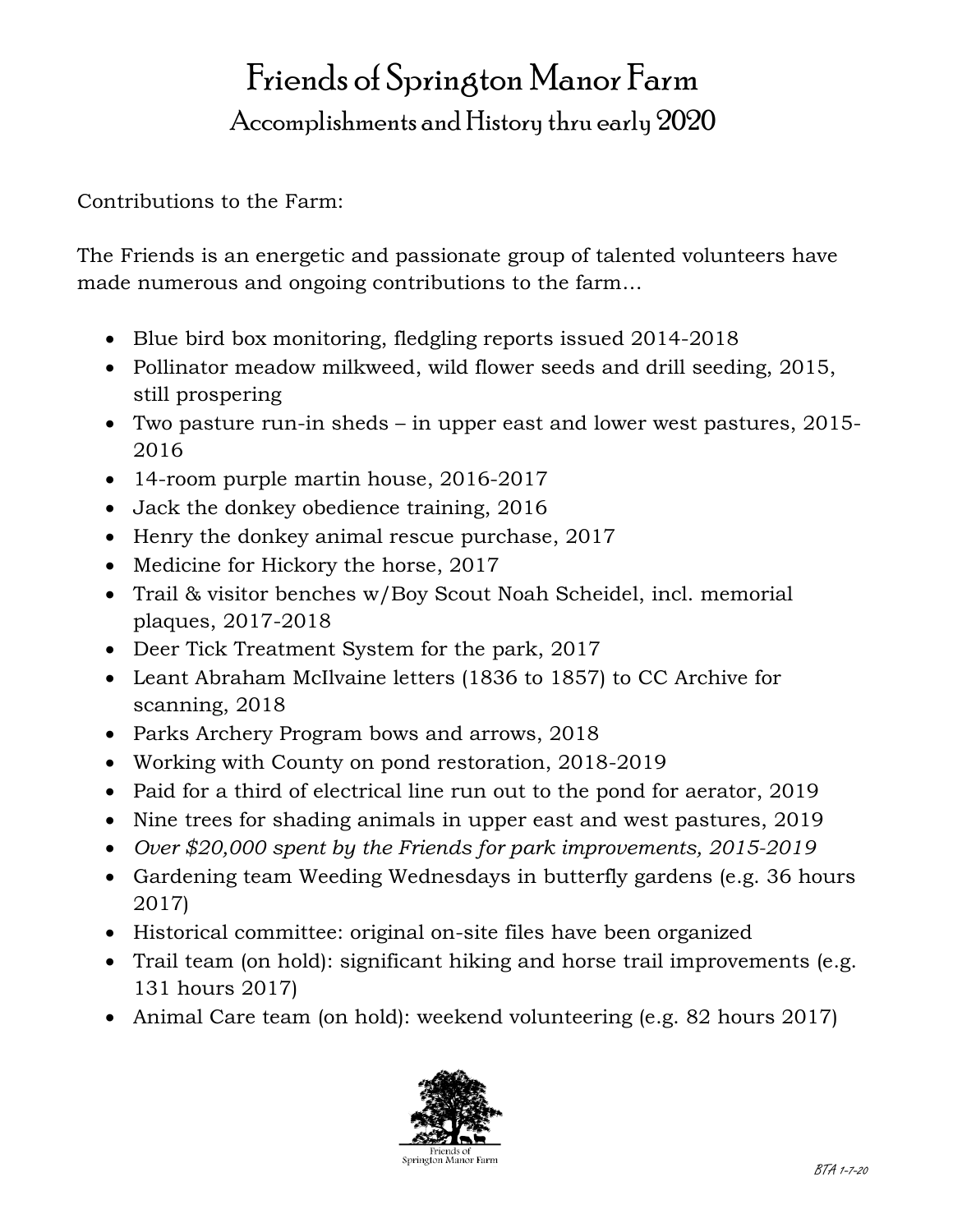# Friends of Springton Manor Farm

## Accomplishments and History thru early 2020

Contributions to the Farm:

The Friends is an energetic and passionate group of talented volunteers have made numerous and ongoing contributions to the farm…

- Blue bird box monitoring, fledgling reports issued 2014-2018
- Pollinator meadow milkweed, wild flower seeds and drill seeding, 2015, still prospering
- Two pasture run-in sheds – in upper east and lower west pastures, 2015-2016
- 14-room purple martin house, 2016-2017
- Jack the donkey obedience training, 2016
- Henry the donkey animal rescue purchase, 2017
- Medicine for Hickory the horse, 2017
- Trail & visitor benches w/Boy Scout Noah Scheidel, incl. memorial plaques, 2017-2018
- Deer Tick Treatment System for the park, 2017
- Leant Abraham McIlvaine letters (1836 to 1857) to CC Archive for scanning, 2018
- Parks Archery Program bows and arrows, 2018
- Working with County on pond restoration, 2018-2019
- Paid for a third of electrical line run out to the pond for aerator, 2019
- Nine trees for shading animals in upper east and west pastures, 2019
- *Over $20,000 spent by the Friends for park improvements, 2015-2019*
- Gardening team Weeding Wednesdays in butterfly gardens (e.g. 36 hours 2017)
- Historical committee: original on-site files have been organized
- Trail team (on hold): significant hiking and horse trail improvements (e.g. 131 hours 2017)
- Animal Care team (on hold): weekend volunteering (e.g. 82 hours 2017)

Friends of Springton Manor Farm

BTA 1-7-20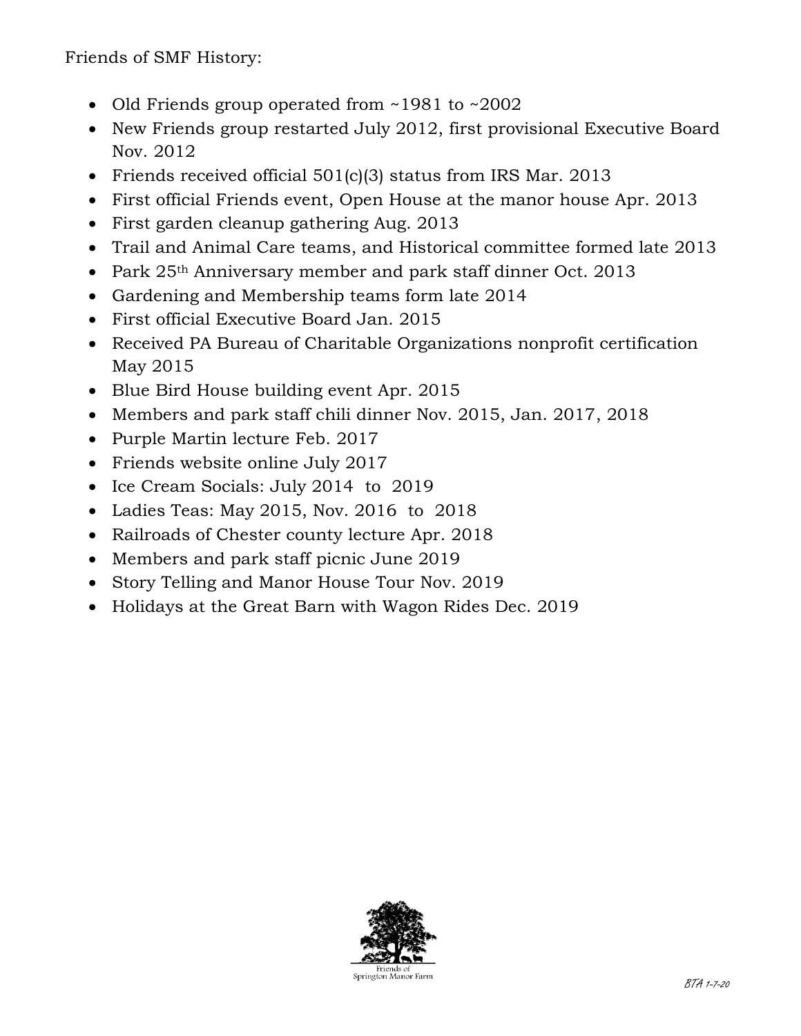Friends of SMF History:

- Old Friends group operated from ~1981 to ~2002
- New Friends group restarted July 2012, first provisional Executive Board Nov. 2012
- Friends received official 501(c)(3) status from IRS Mar. 2013
- First official Friends event, Open House at the manor house Apr. 2013
- First garden cleanup gathering Aug. 2013
- Trail and Animal Care teams, and Historical committee formed late 2013
- Park 25th Anniversary member and park staff dinner Oct. 2013
- Gardening and Membership teams form late 2014
- First official Executive Board Jan. 2015
- Received PA Bureau of Charitable Organizations nonprofit certification May 2015
- Blue Bird House building event Apr. 2015
- Members and park staff chili dinner Nov. 2015, Jan. 2017, 2018
- Purple Martin lecture Feb. 2017
- Friends website online July 2017
- Ice Cream Socials: July 2014 to 2019
- Ladies Teas: May 2015, Nov. 2016 to 2018
- Railroads of Chester county lecture Apr. 2018
- Members and park staff picnic June 2019
- Story Telling and Manor House Tour Nov. 2019
- Holidays at the Great Barn with Wagon Rides Dec. 2019

Friends of Springton Manor Farm

BTA 1-7-20